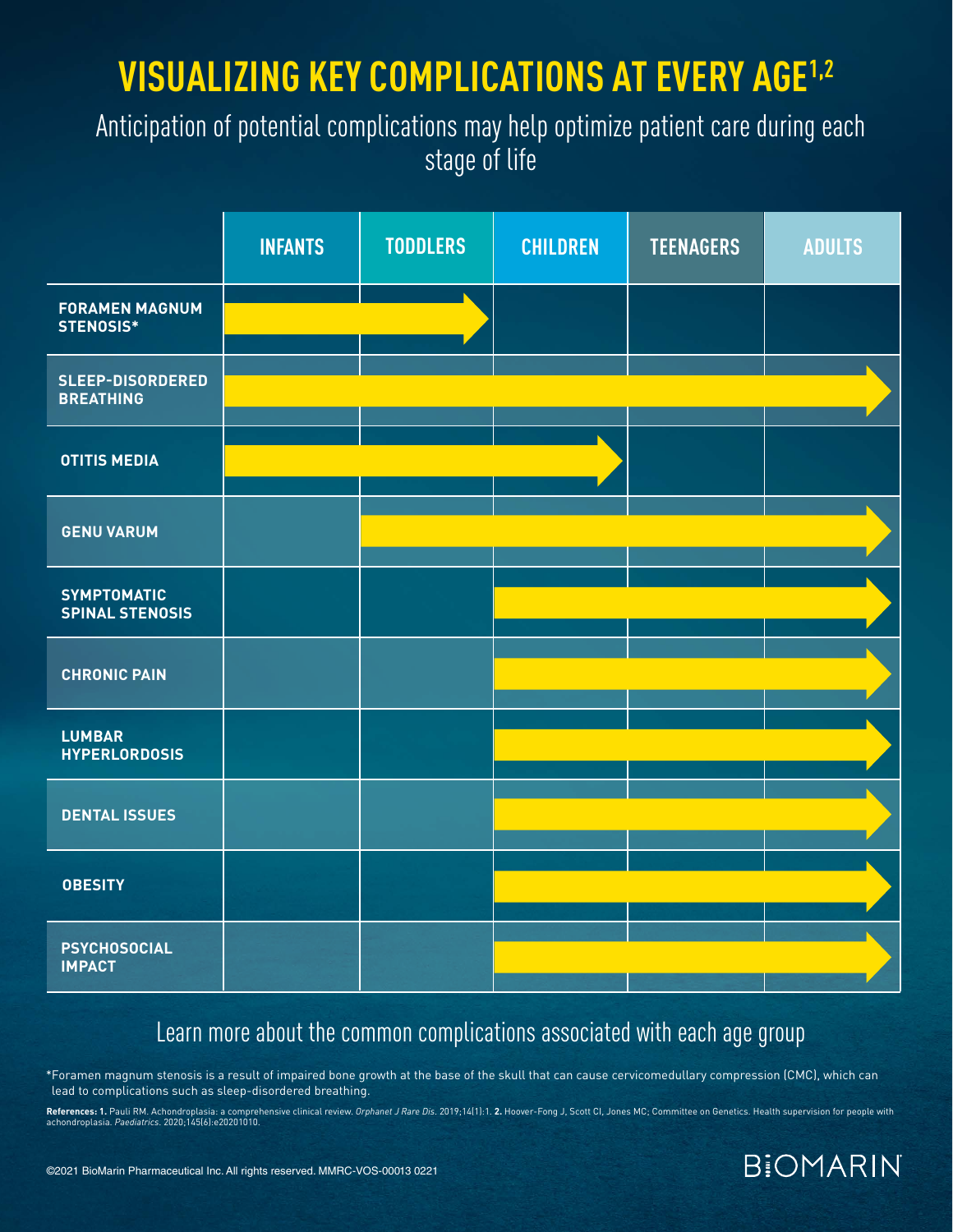# VISUALIZING KEY COMPLICATIONS AT EVERY AGE[1,2]

Anticipation of potential complications may help optimize patient care during each stage of life

| | INFANTS | TODDLERS | CHILDREN | TEENAGERS | ADULTS |
|---|---|---|---|---|---|
| FORAMEN MAGNUM STENOSIS* | → | → | | | |
| SLEEP-DISORDERED BREATHING | → | → | → | → | → |
| OTITIS MEDIA | → | → | → | | |
| GENU VARUM | | → | → | → | → |
| SYMPTOMATIC SPINAL STENOSIS | | | → | → | → |
| CHRONIC PAIN | | | → | → | → |
| LUMBAR HYPERLORDOSIS | | | → | → | → |
| DENTAL ISSUES | | | → | → | → |
| OBESITY | | | → | → | → |
| PSYCHOSOCIAL IMPACT | | | → | → | → |

Learn more about the common complications associated with each age group

*Foramen magnum stenosis is a result of impaired bone growth at the base of the skull that can cause cervicomedullary compression (CMC), which can lead to complications such as sleep-disordered breathing.

**References: 1.** Pauli RM. Achondroplasia: a comprehensive clinical review. *Orphanet J Rare Dis.* 2019;14(1):1. **2.** Hoover-Fong J, Scott CI, Jones MC; Committee on Genetics. Health supervision for people with achondroplasia. *Paediatrics.* 2020;145(6):e20201010.

©2021 BioMarin Pharmaceutical Inc. All rights reserved. MMRC-VOS-00013 0221

BIOMARIN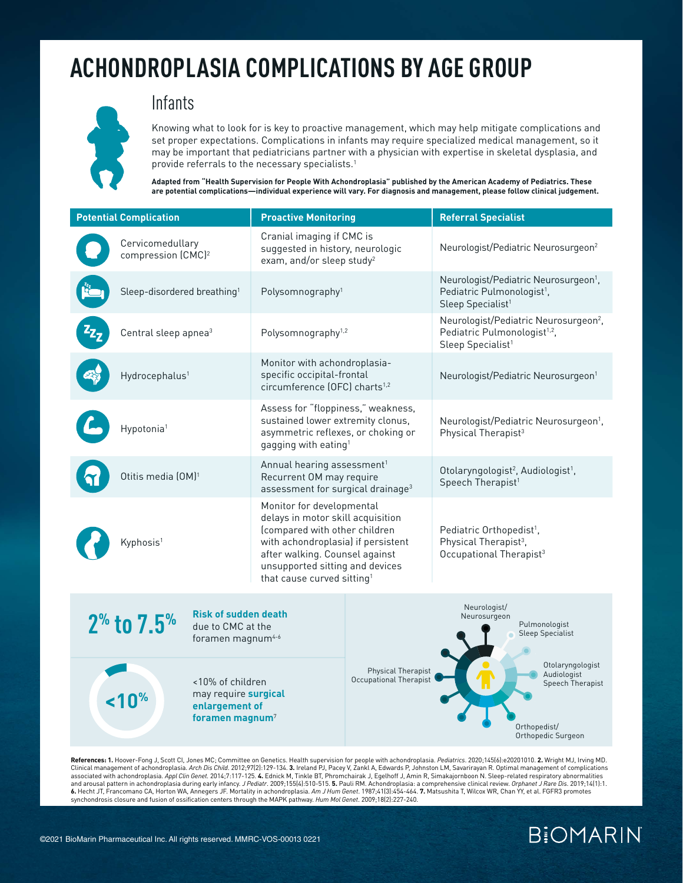# ACHONDROPLASIA COMPLICATIONS BY AGE GROUP

## Infants

Knowing what to look for is key to proactive management, which may help mitigate complications and set proper expectations. Complications in infants may require specialized medical management, so it may be important that pediatricians partner with a physician with expertise in skeletal dysplasia, and provide referrals to the necessary specialists.[1]

**Adapted from "Health Supervision for People With Achondroplasia" published by the American Academy of Pediatrics. These are potential complications—individual experience will vary. For diagnosis and management, please follow clinical judgement.**

| Potential Complication | Proactive Monitoring | Referral Specialist |
|---|---|---|
| Cervicomedullary compression (CMC)[2] | Cranial imaging if CMC is suggested in history, neurologic exam, and/or sleep study[2] | Neurologist/Pediatric Neurosurgeon[2] |
| Sleep-disordered breathing[1] | Polysomnography[1] | Neurologist/Pediatric Neurosurgeon[1], Pediatric Pulmonologist[1], Sleep Specialist[1] |
| Central sleep apnea[3] | Polysomnography[1,2] | Neurologist/Pediatric Neurosurgeon[2], Pediatric Pulmonologist[1,2], Sleep Specialist[1] |
| Hydrocephalus[1] | Monitor with achondroplasia-specific occipital-frontal circumference (OFC) charts[1,2] | Neurologist/Pediatric Neurosurgeon[1] |
| Hypotonia[1] | Assess for "floppiness," weakness, sustained lower extremity clonus, asymmetric reflexes, or choking or gagging with eating[1] | Neurologist/Pediatric Neurosurgeon[1], Physical Therapist[3] |
| Otitis media (OM)[1] | Annual hearing assessment[1] Recurrent OM may require assessment for surgical drainage[3] | Otolaryngologist[2], Audiologist[1], Speech Therapist[1] |
| Kyphosis[1] | Monitor for developmental delays in motor skill acquisition (compared with other children with achondroplasia) if persistent after walking. Counsel against unsupported sitting and devices that cause curved sitting[1] | Pediatric Orthopedist[1], Physical Therapist[3], Occupational Therapist[3] |

**2% to 7.5%** **Risk of sudden death** due to CMC at the foramen magnum[4-6]

**<10%** <10% of children may require **surgical enlargement of foramen magnum**[7]

Neurologist/Neurosurgeon; Pulmonologist, Sleep Specialist; Otolaryngologist, Audiologist, Speech Therapist; Orthopedist/Orthopedic Surgeon; Physical Therapist, Occupational Therapist

**References: 1.** Hoover-Fong J, Scott CI, Jones MC; Committee on Genetics. Health supervision for people with achondroplasia. *Pediatrics*. 2020;145(6):e20201010. **2.** Wright MJ, Irving MD. Clinical management of achondroplasia. *Arch Dis Child*. 2012;97(2):129-134. **3.** Ireland PJ, Pacey V, Zankl A, Edwards P, Johnston LM, Savarirayan R. Optimal management of complications associated with achondroplasia. *Appl Clin Genet*. 2014;7:117-125. **4.** Ednick M, Tinkle BT, Phromchairak J, Egelhoff J, Amin R, Simakajornboon N. Sleep-related respiratory abnormalities and arousal pattern in achondroplasia during early infancy. *J Pediatr*. 2009;155(4):510-515. **5.** Pauli RM. Achondroplasia: a comprehensive clinical review. *Orphanet J Rare Dis*. 2019;14(1):1. **6.** Hecht JT, Francomano CA, Horton WA, Annegers JF. Mortality in achondroplasia. *Am J Hum Genet*. 1987;41(3):454-464. **7.** Matsushita T, Wilcox WR, Chan YY, et al. FGFR3 promotes synchondrosis closure and fusion of ossification centers through the MAPK pathway. *Hum Mol Genet*. 2009;18(2):227-240.

©2021 BioMarin Pharmaceutical Inc. All rights reserved. MMRC-VOS-00013 0221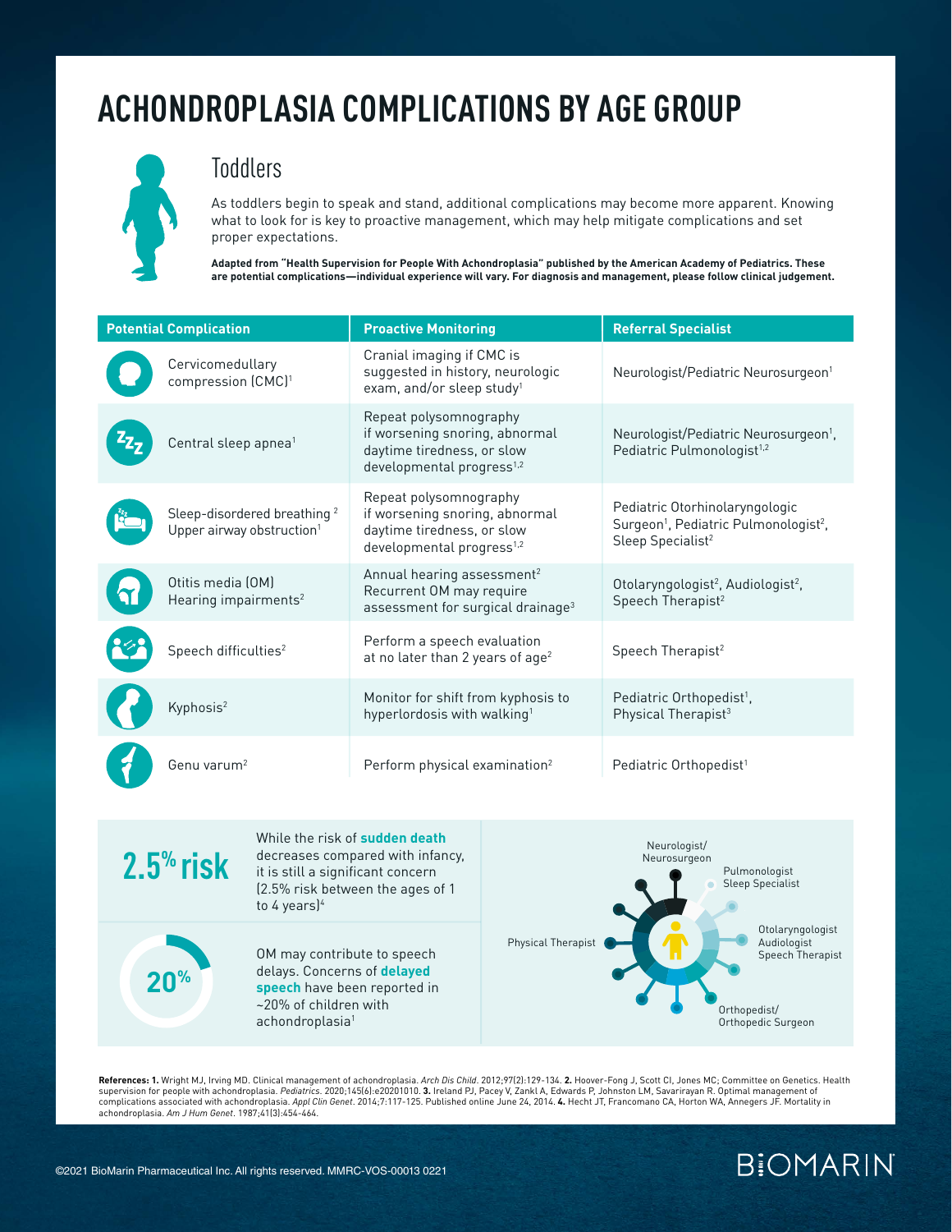# ACHONDROPLASIA COMPLICATIONS BY AGE GROUP

## Toddlers

As toddlers begin to speak and stand, additional complications may become more apparent. Knowing what to look for is key to proactive management, which may help mitigate complications and set proper expectations.

**Adapted from "Health Supervision for People With Achondroplasia" published by the American Academy of Pediatrics. These are potential complications—individual experience will vary. For diagnosis and management, please follow clinical judgement.**

| Potential Complication | Proactive Monitoring | Referral Specialist |
|---|---|---|
| Cervicomedullary compression (CMC)[1] | Cranial imaging if CMC is suggested in history, neurologic exam, and/or sleep study[1] | Neurologist/Pediatric Neurosurgeon[1] |
| Central sleep apnea[1] | Repeat polysomnography if worsening snoring, abnormal daytime tiredness, or slow developmental progress[1,2] | Neurologist/Pediatric Neurosurgeon[1], Pediatric Pulmonologist[1,2] |
| Sleep-disordered breathing[2] Upper airway obstruction[1] | Repeat polysomnography if worsening snoring, abnormal daytime tiredness, or slow developmental progress[1,2] | Pediatric Otorhinolaryngologic Surgeon[1], Pediatric Pulmonologist[2], Sleep Specialist[2] |
| Otitis media (OM) Hearing impairments[2] | Annual hearing assessment[2] Recurrent OM may require assessment for surgical drainage[3] | Otolaryngologist[2], Audiologist[2], Speech Therapist[2] |
| Speech difficulties[2] | Perform a speech evaluation at no later than 2 years of age[2] | Speech Therapist[2] |
| Kyphosis[2] | Monitor for shift from kyphosis to hyperlordosis with walking[1] | Pediatric Orthopedist[1], Physical Therapist[3] |
| Genu varum[2] | Perform physical examination[2] | Pediatric Orthopedist[1] |

**2.5% risk**

While the risk of **sudden death** decreases compared with infancy, it is still a significant concern (2.5% risk between the ages of 1 to 4 years)[4]

**20%**

OM may contribute to speech delays. Concerns of **delayed speech** have been reported in ~20% of children with achondroplasia[1]

Neurologist/Neurosurgeon; Pulmonologist, Sleep Specialist; Otolaryngologist, Audiologist, Speech Therapist; Orthopedist/Orthopedic Surgeon; Physical Therapist

**References: 1.** Wright MJ, Irving MD. Clinical management of achondroplasia. *Arch Dis Child*. 2012;97(2):129-134. **2.** Hoover-Fong J, Scott CI, Jones MC; Committee on Genetics. Health supervision for people with achondroplasia. *Pediatrics*. 2020;145(6):e20201010. **3.** Ireland PJ, Pacey V, Zankl A, Edwards P, Johnston LM, Savarirayan R. Optimal management of complications associated with achondroplasia. *Appl Clin Genet*. 2014;7:117-125. Published online June 24, 2014. **4.** Hecht JT, Francomano CA, Horton WA, Annegers JF. Mortality in achondroplasia. *Am J Hum Genet*. 1987;41(3):454-464.

©2021 BioMarin Pharmaceutical Inc. All rights reserved. MMRC-VOS-00013 0221

BIOMARIN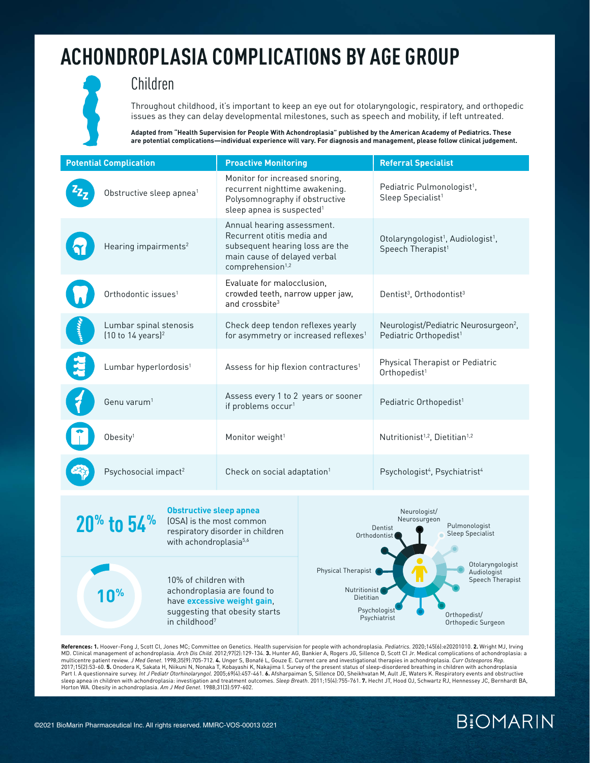# ACHONDROPLASIA COMPLICATIONS BY AGE GROUP

## Children

Throughout childhood, it's important to keep an eye out for otolaryngologic, respiratory, and orthopedic issues as they can delay developmental milestones, such as speech and mobility, if left untreated.

**Adapted from "Health Supervision for People With Achondroplasia" published by the American Academy of Pediatrics. These are potential complications—individual experience will vary. For diagnosis and management, please follow clinical judgement.**

| Potential Complication | Proactive Monitoring | Referral Specialist |
| --- | --- | --- |
| Obstructive sleep apnea[1] | Monitor for increased snoring, recurrent nighttime awakening. Polysomnography if obstructive sleep apnea is suspected[1] | Pediatric Pulmonologist[1], Sleep Specialist[1] |
| Hearing impairments[2] | Annual hearing assessment. Recurrent otitis media and subsequent hearing loss are the main cause of delayed verbal comprehension[1,2] | Otolaryngologist[1], Audiologist[1], Speech Therapist[1] |
| Orthodontic issues[1] | Evaluate for malocclusion, crowded teeth, narrow upper jaw, and crossbite[3] | Dentist[3], Orthodontist[3] |
| Lumbar spinal stenosis (10 to 14 years)[2] | Check deep tendon reflexes yearly for asymmetry or increased reflexes[1] | Neurologist/Pediatric Neurosurgeon[2], Pediatric Orthopedist[1] |
| Lumbar hyperlordosis[1] | Assess for hip flexion contractures[1] | Physical Therapist or Pediatric Orthopedist[1] |
| Genu varum[1] | Assess every 1 to 2 years or sooner if problems occur[1] | Pediatric Orthopedist[1] |
| Obesity[1] | Monitor weight[1] | Nutritionist[1,2], Dietitian[1,2] |
| Psychosocial impact[2] | Check on social adaptation[1] | Psychologist[4], Psychiatrist[4] |

**20% to 54%** — **Obstructive sleep apnea** (OSA) is the most common respiratory disorder in children with achondroplasia[5,6]

**10%** — 10% of children with achondroplasia are found to have **excessive weight gain**, suggesting that obesity starts in childhood[7]

Neurologist/Neurosurgeon; Pulmonologist, Sleep Specialist; Otolaryngologist, Audiologist, Speech Therapist; Orthopedist/Orthopedic Surgeon; Psychologist, Psychiatrist; Nutritionist, Dietitian; Physical Therapist; Dentist, Orthodontist

**References: 1.** Hoover-Fong J, Scott CI, Jones MC; Committee on Genetics. Health supervision for people with achondroplasia. *Pediatrics*. 2020;145(6):e20201010. **2.** Wright MJ, Irving MD. Clinical management of achondroplasia. *Arch Dis Child*. 2012;97(2):129-134. **3.** Hunter AG, Bankier A, Rogers JG, Sillence D, Scott CI Jr. Medical complications of achondroplasia: a multicentre patient review. *J Med Genet*. 1998;35(9):705-712. **4.** Unger S, Bonafé L, Gouze E. Current care and investigational therapies in achondroplasia. *Curr Osteoporos Rep*. 2017;15(2):53-60. **5.** Onodera K, Sakata H, Niikuni N, Nonaka T, Kobayashi K, Nakajima I. Survey of the present status of sleep-disordered breathing in children with achondroplasia Part I. A questionnaire survey. *Int J Pediatr Otorhinolaryngol*. 2005;69(4):457-461. **6.** Afsharpaiman S, Sillence DO, Sheikhvatan M, Ault JE, Waters K. Respiratory events and obstructive sleep apnea in children with achondroplasia: investigation and treatment outcomes. *Sleep Breath*. 2011;15(4):755-761. **7.** Hecht JT, Hood OJ, Schwartz RJ, Hennessey JC, Bernhardt BA, Horton WA. Obesity in achondroplasia. *Am J Med Genet*. 1988;31(3):597-602.

©2021 BioMarin Pharmaceutical Inc. All rights reserved. MMRC-VOS-00013 0221

BIOMARIN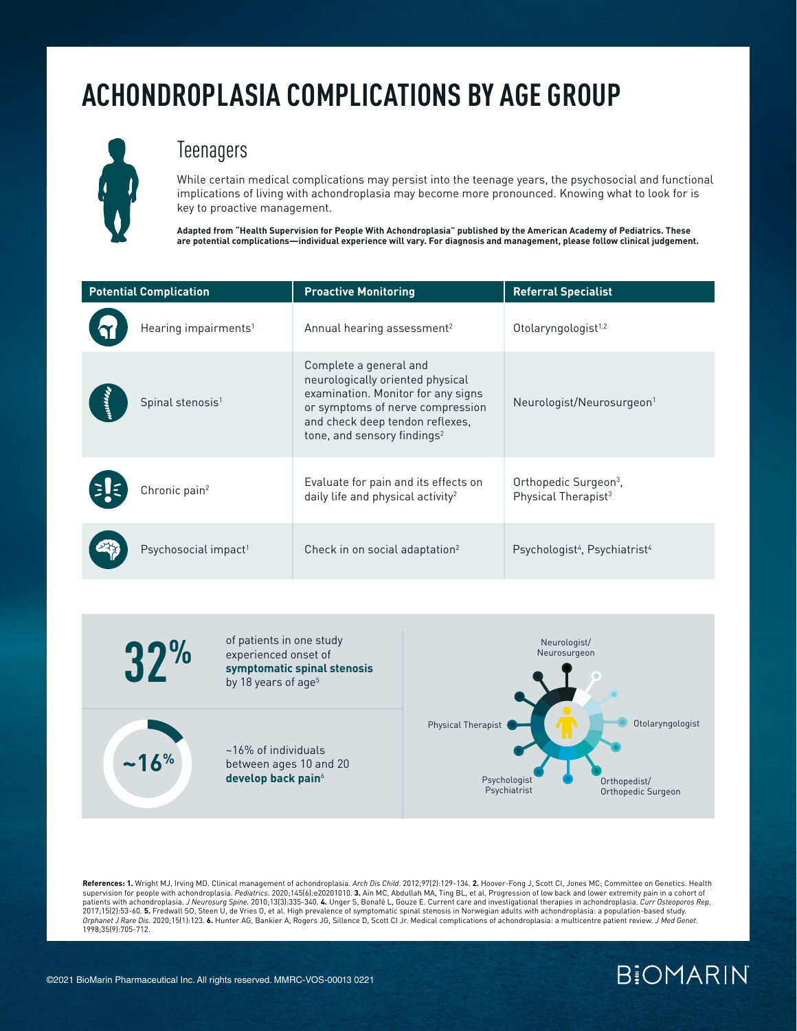# ACHONDROPLASIA COMPLICATIONS BY AGE GROUP

## Teenagers

While certain medical complications may persist into the teenage years, the psychosocial and functional implications of living with achondroplasia may become more pronounced. Knowing what to look for is key to proactive management.

**Adapted from "Health Supervision for People With Achondroplasia" published by the American Academy of Pediatrics. These are potential complications—individual experience will vary. For diagnosis and management, please follow clinical judgement.**

| Potential Complication | Proactive Monitoring | Referral Specialist |
|---|---|---|
| Hearing impairments[1] | Annual hearing assessment[2] | Otolaryngologist[1,2] |
| Spinal stenosis[1] | Complete a general and neurologically oriented physical examination. Monitor for any signs or symptoms of nerve compression and check deep tendon reflexes, tone, and sensory findings[2] | Neurologist/Neurosurgeon[1] |
| Chronic pain[2] | Evaluate for pain and its effects on daily life and physical activity[2] | Orthopedic Surgeon[3], Physical Therapist[3] |
| Psychosocial impact[1] | Check in on social adaptation[2] | Psychologist[4], Psychiatrist[4] |

**32%** of patients in one study experienced onset of **symptomatic spinal stenosis** by 18 years of age[5]

**~16%** ~16% of individuals between ages 10 and 20 **develop back pain**[6]

Neurologist/Neurosurgeon
Otolaryngologist
Orthopedist/Orthopedic Surgeon
Psychologist Psychiatrist
Physical Therapist

**References: 1.** Wright MJ, Irving MD. Clinical management of achondroplasia. *Arch Dis Child*. 2012;97(2):129-134. **2.** Hoover-Fong J, Scott CI, Jones MC; Committee on Genetics. Health supervision for people with achondroplasia. *Pediatrics*. 2020;145(6):e20201010. **3.** Ain MC, Abdullah MA, Ting BL, et al. Progression of low back and lower extremity pain in a cohort of patients with achondroplasia. *J Neurosurg Spine*. 2010;13(3):335-340. **4.** Unger S, Bonafé L, Gouze E. Current care and investigational therapies in achondroplasia. *Curr Osteoporos Rep*. 2017;15(2):53-60. **5.** Fredwall SO, Steen U, de Vries O, et al. High prevalence of symptomatic spinal stenosis in Norwegian adults with achondroplasia: a population-based study. *Orphanet J Rare Dis*. 2020;15(1):123. **6.** Hunter AG, Bankier A, Rogers JG, Sillence D, Scott CI Jr. Medical complications of achondroplasia: a multicentre patient review. *J Med Genet*. 1998;35(9):705-712.

©2021 BioMarin Pharmaceutical Inc. All rights reserved. MMRC-VOS-00013 0221

BIOMARIN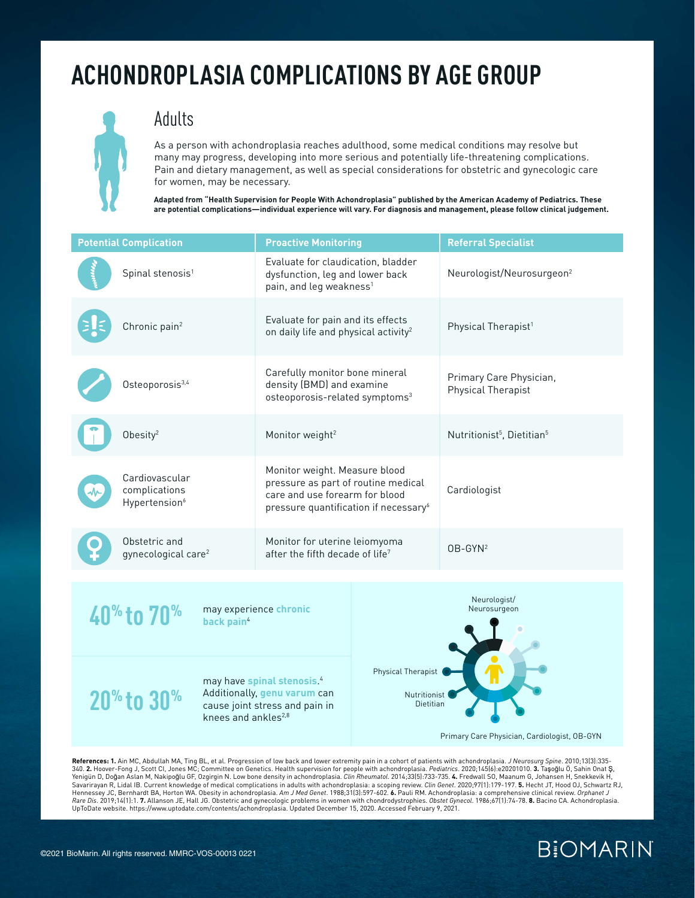# ACHONDROPLASIA COMPLICATIONS BY AGE GROUP

## Adults

As a person with achondroplasia reaches adulthood, some medical conditions may resolve but many may progress, developing into more serious and potentially life-threatening complications. Pain and dietary management, as well as special considerations for obstetric and gynecologic care for women, may be necessary.

**Adapted from "Health Supervision for People With Achondroplasia" published by the American Academy of Pediatrics. These are potential complications—individual experience will vary. For diagnosis and management, please follow clinical judgement.**

| Potential Complication | Proactive Monitoring | Referral Specialist |
| --- | --- | --- |
| Spinal stenosis[1] | Evaluate for claudication, bladder dysfunction, leg and lower back pain, and leg weakness[1] | Neurologist/Neurosurgeon[2] |
| Chronic pain[2] | Evaluate for pain and its effects on daily life and physical activity[2] | Physical Therapist[1] |
| Osteoporosis[3,4] | Carefully monitor bone mineral density (BMD) and examine osteoporosis-related symptoms[3] | Primary Care Physician, Physical Therapist |
| Obesity[2] | Monitor weight[2] | Nutritionist[5], Dietitian[5] |
| Cardiovascular complications Hypertension[6] | Monitor weight. Measure blood pressure as part of routine medical care and use forearm for blood pressure quantification if necessary[6] | Cardiologist |
| Obstetric and gynecological care[2] | Monitor for uterine leiomyoma after the fifth decade of life[7] | OB-GYN[2] |

**40% to 70%** may experience **chronic back pain**[4]

**20% to 30%** may have **spinal stenosis**.[4] Additionally, **genu varum** can cause joint stress and pain in knees and ankles[2,8]

Neurologist/ Neurosurgeon

Physical Therapist

Nutritionist Dietitian

Primary Care Physician, Cardiologist, OB-GYN

**References: 1.** Ain MC, Abdullah MA, Ting BL, et al. Progression of low back and lower extremity pain in a cohort of patients with achondroplasia. *J Neurosurg Spine*. 2010;13(3):335-340. **2.** Hoover-Fong J, Scott CI, Jones MC; Committee on Genetics. Health supervision for people with achondroplasia. *Pediatrics*. 2020;145(6):e20201010. **3.** Taşoğlu Ö, Sahin Onat Ş, Yenigün D, Doğan Aslan M, Nakipoğlu GF, Ozgirgin N. Low bone density in achondroplasia. *Clin Rheumatol*. 2014;33(5):733-735. **4.** Fredwall SO, Maanum G, Johansen H, Snekkevik H, Savarirayan R, Lidal IB. Current knowledge of medical complications in adults with achondroplasia: a scoping review. *Clin Genet*. 2020;97(1):179-197. **5.** Hecht JT, Hood OJ, Schwartz RJ, Hennessey JC, Bernhardt BA, Horton WA. Obesity in achondroplasia. *Am J Med Genet*. 1988;31(3):597-602. **6.** Pauli RM. Achondroplasia: a comprehensive clinical review. *Orphanet J Rare Dis*. 2019;14(1):1. **7.** Allanson JE, Hall JG. Obstetric and gynecologic problems in women with chondrodystrophies. *Obstet Gynecol*. 1986;67(1):74-78. **8.** Bacino CA. Achondroplasia. UpToDate website. https://www.uptodate.com/contents/achondroplasia. Updated December 15, 2020. Accessed February 9, 2021.

©2021 BioMarin. All rights reserved. MMRC-VOS-00013 0221

BIOMARIN